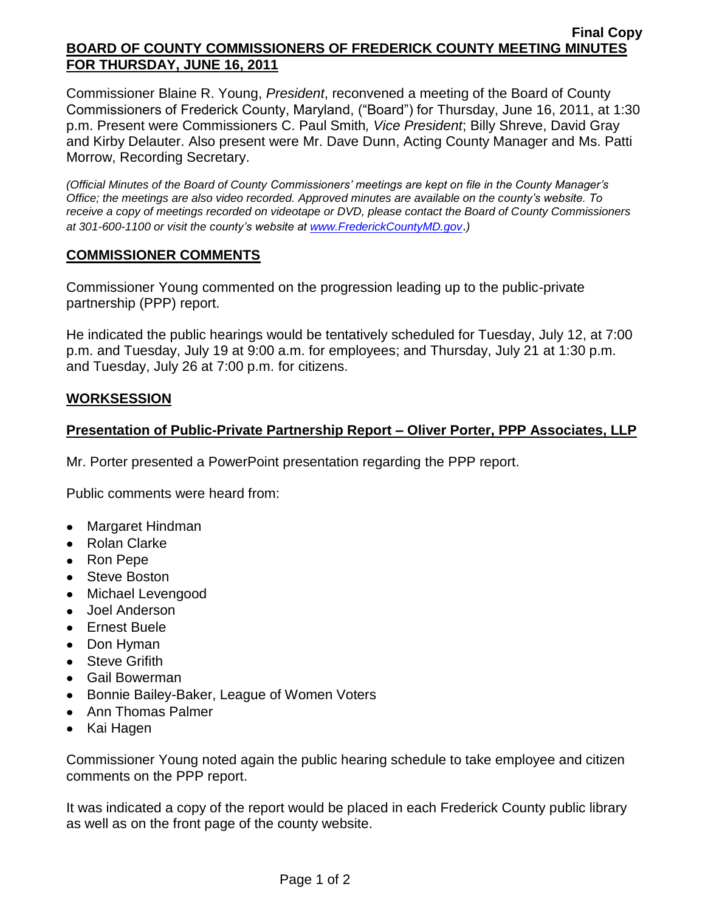**Final Copy**

**BOARD OF COUNTY COMMISSIONERS OF FREDERICK COUNTY MEETING MINUTES FOR THURSDAY, JUNE 16, 2011**

Commissioner Blaine R. Young, *President*, reconvened a meeting of the Board of County Commissioners of Frederick County, Maryland, ("Board") for Thursday, June 16, 2011, at 1:30 p.m. Present were Commissioners C. Paul Smith*, Vice President*; Billy Shreve, David Gray and Kirby Delauter. Also present were Mr. Dave Dunn, Acting County Manager and Ms. Patti Morrow, Recording Secretary.

*(Official Minutes of the Board of County Commissioners' meetings are kept on file in the County Manager's Office; the meetings are also video recorded. Approved minutes are available on the county's website. To receive a copy of meetings recorded on videotape or DVD, please contact the Board of County Commissioners at 301-600-1100 or visit the county's website at [www.FrederickCountyMD.gov](www.FrederickCountyMD.gov).)*

## COMMISSIONER COMMENTS

Commissioner Young commented on the progression leading up to the public-private partnership (PPP) report.

He indicated the public hearings would be tentatively scheduled for Tuesday, July 12, at 7:00 p.m. and Tuesday, July 19 at 9:00 a.m. for employees; and Thursday, July 21 at 1:30 p.m. and Tuesday, July 26 at 7:00 p.m. for citizens.

## WORKSESSION

### Presentation of Public-Private Partnership Report – Oliver Porter, PPP Associates, LLP

Mr. Porter presented a PowerPoint presentation regarding the PPP report.

Public comments were heard from:

- Margaret Hindman
- Rolan Clarke
- Ron Pepe
- Steve Boston
- Michael Levengood
- Joel Anderson
- Ernest Buele
- Don Hyman
- Steve Grifith
- Gail Bowerman
- Bonnie Bailey-Baker, League of Women Voters
- Ann Thomas Palmer
- Kai Hagen

Commissioner Young noted again the public hearing schedule to take employee and citizen comments on the PPP report.

It was indicated a copy of the report would be placed in each Frederick County public library as well as on the front page of the county website.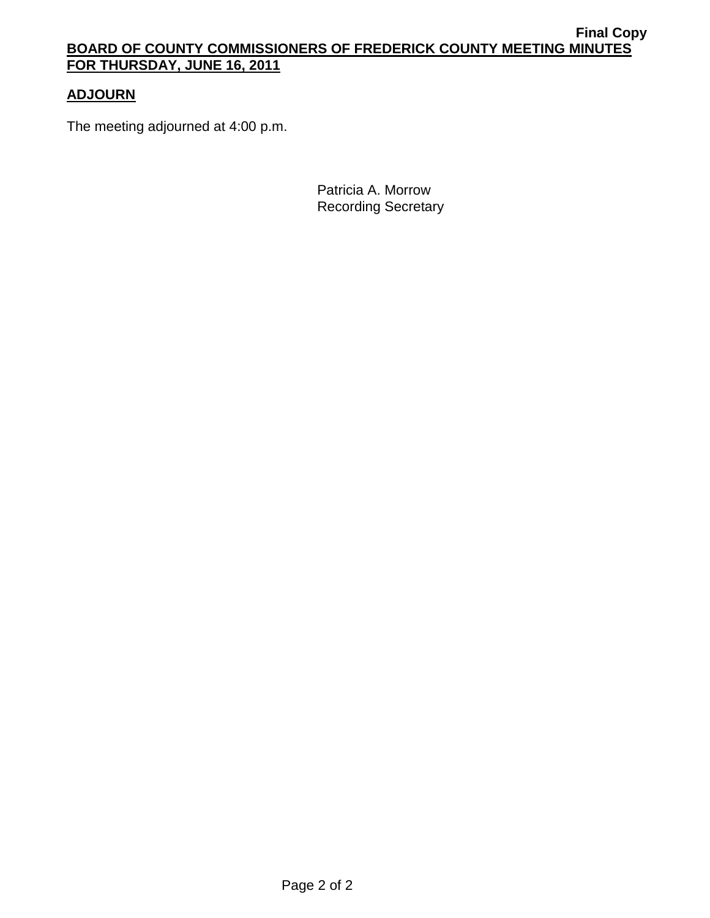## ADJOURN

The meeting adjourned at 4:00 p.m.

Patricia A. Morrow
Recording Secretary